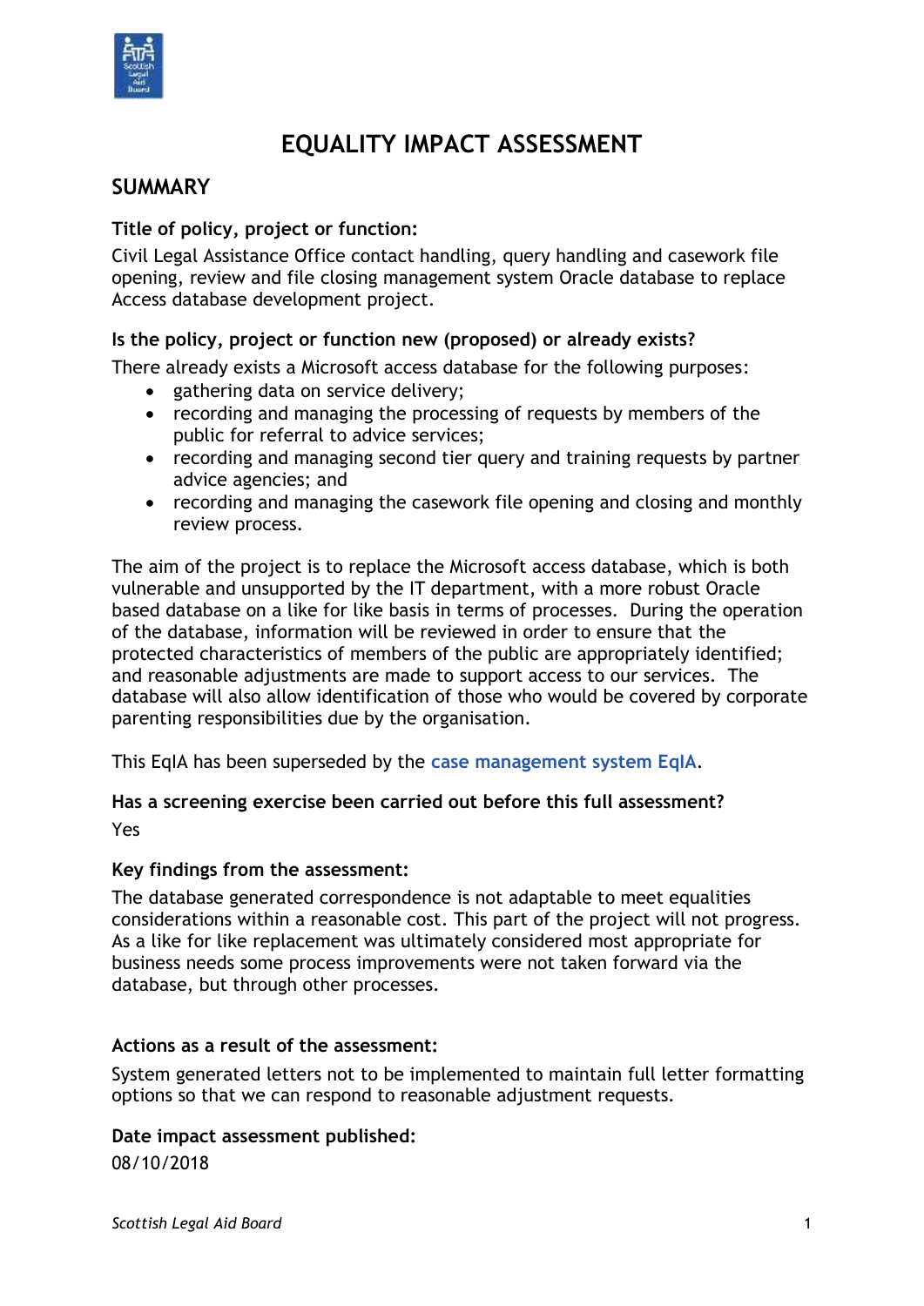# EQUALITY IMPACT ASSESSMENT

## SUMMARY

**Title of policy, project or function:**

Civil Legal Assistance Office contact handling, query handling and casework file opening, review and file closing management system Oracle database to replace Access database development project.

**Is the policy, project or function new (proposed) or already exists?**

There already exists a Microsoft access database for the following purposes:

- gathering data on service delivery;
- recording and managing the processing of requests by members of the public for referral to advice services;
- recording and managing second tier query and training requests by partner advice agencies; and
- recording and managing the casework file opening and closing and monthly review process.

The aim of the project is to replace the Microsoft access database, which is both vulnerable and unsupported by the IT department, with a more robust Oracle based database on a like for like basis in terms of processes. During the operation of the database, information will be reviewed in order to ensure that the protected characteristics of members of the public are appropriately identified; and reasonable adjustments are made to support access to our services. The database will also allow identification of those who would be covered by corporate parenting responsibilities due by the organisation.

This EqIA has been superseded by the case management system EqIA.

**Has a screening exercise been carried out before this full assessment?**

Yes

**Key findings from the assessment:**

The database generated correspondence is not adaptable to meet equalities considerations within a reasonable cost. This part of the project will not progress. As a like for like replacement was ultimately considered most appropriate for business needs some process improvements were not taken forward via the database, but through other processes.

**Actions as a result of the assessment:**

System generated letters not to be implemented to maintain full letter formatting options so that we can respond to reasonable adjustment requests.

**Date impact assessment published:**

08/10/2018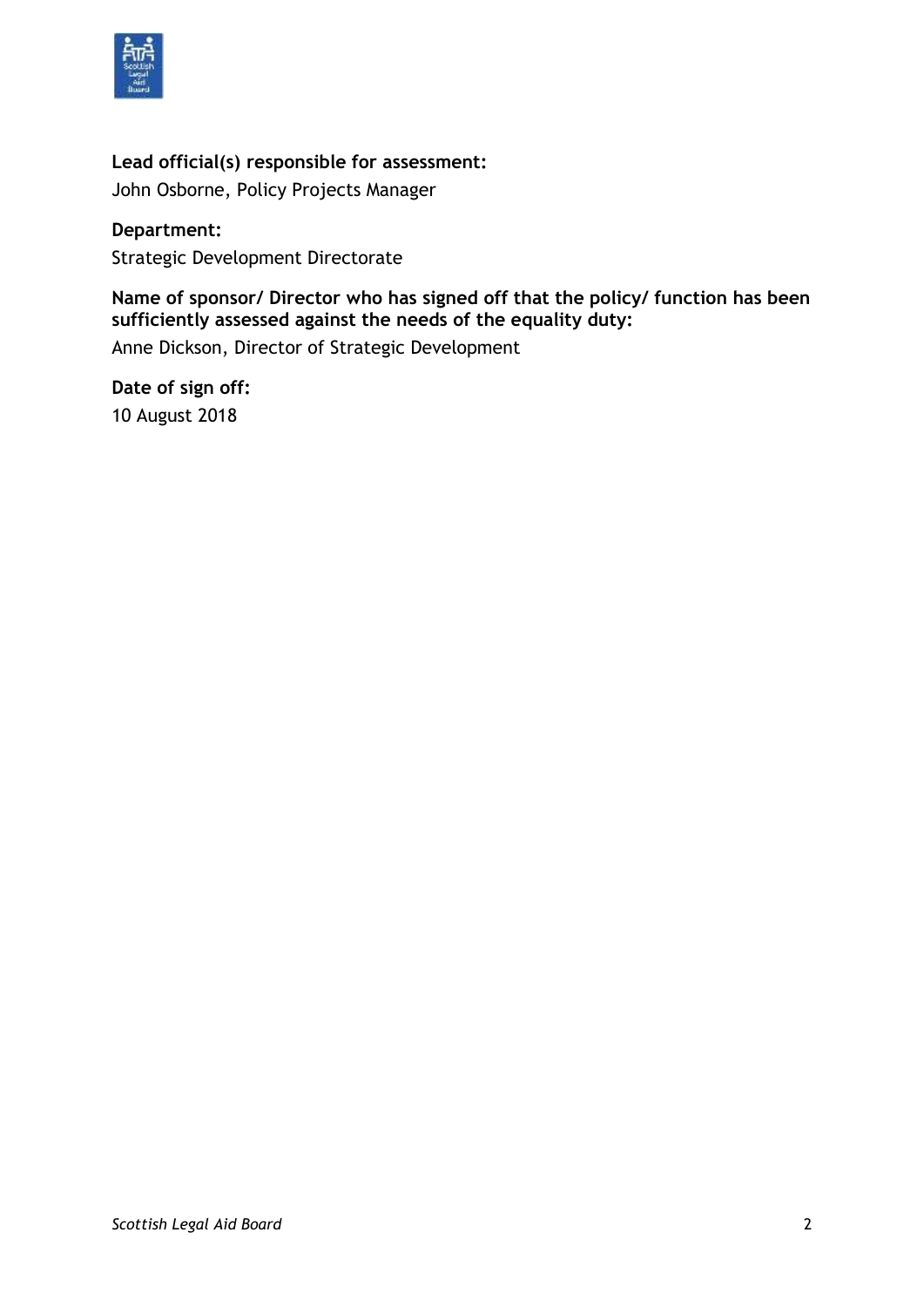**Lead official(s) responsible for assessment:**

John Osborne, Policy Projects Manager

**Department:**

Strategic Development Directorate

**Name of sponsor/ Director who has signed off that the policy/ function has been sufficiently assessed against the needs of the equality duty:**

Anne Dickson, Director of Strategic Development

**Date of sign off:**

10 August 2018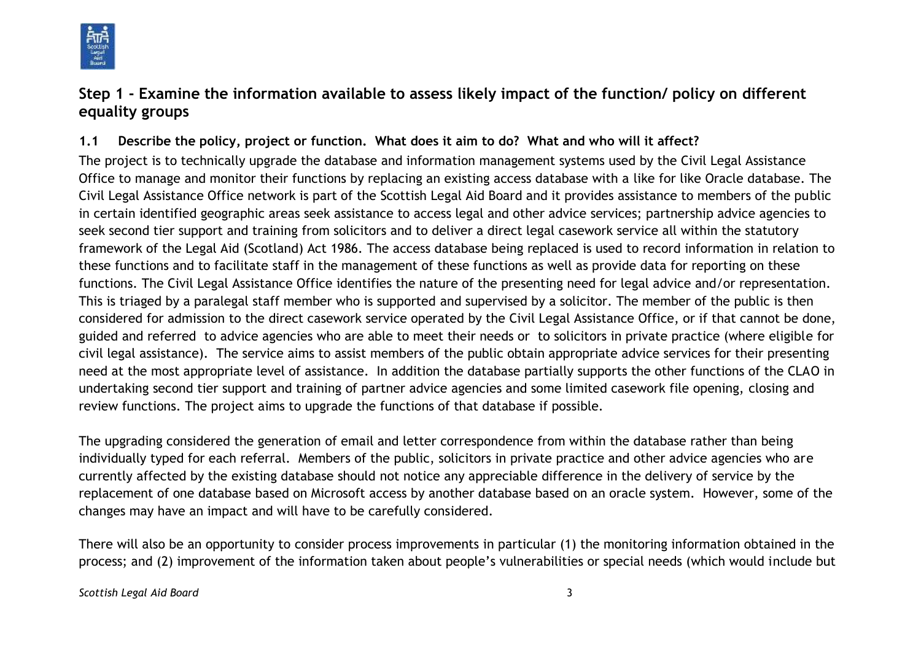## Step 1 - Examine the information available to assess likely impact of the function/ policy on different equality groups

### 1.1 Describe the policy, project or function. What does it aim to do? What and who will it affect?

The project is to technically upgrade the database and information management systems used by the Civil Legal Assistance Office to manage and monitor their functions by replacing an existing access database with a like for like Oracle database. The Civil Legal Assistance Office network is part of the Scottish Legal Aid Board and it provides assistance to members of the public in certain identified geographic areas seek assistance to access legal and other advice services; partnership advice agencies to seek second tier support and training from solicitors and to deliver a direct legal casework service all within the statutory framework of the Legal Aid (Scotland) Act 1986. The access database being replaced is used to record information in relation to these functions and to facilitate staff in the management of these functions as well as provide data for reporting on these functions. The Civil Legal Assistance Office identifies the nature of the presenting need for legal advice and/or representation. This is triaged by a paralegal staff member who is supported and supervised by a solicitor. The member of the public is then considered for admission to the direct casework service operated by the Civil Legal Assistance Office, or if that cannot be done, guided and referred to advice agencies who are able to meet their needs or to solicitors in private practice (where eligible for civil legal assistance). The service aims to assist members of the public obtain appropriate advice services for their presenting need at the most appropriate level of assistance. In addition the database partially supports the other functions of the CLAO in undertaking second tier support and training of partner advice agencies and some limited casework file opening, closing and review functions. The project aims to upgrade the functions of that database if possible.

The upgrading considered the generation of email and letter correspondence from within the database rather than being individually typed for each referral. Members of the public, solicitors in private practice and other advice agencies who are currently affected by the existing database should not notice any appreciable difference in the delivery of service by the replacement of one database based on Microsoft access by another database based on an oracle system. However, some of the changes may have an impact and will have to be carefully considered.

There will also be an opportunity to consider process improvements in particular (1) the monitoring information obtained in the process; and (2) improvement of the information taken about people's vulnerabilities or special needs (which would include but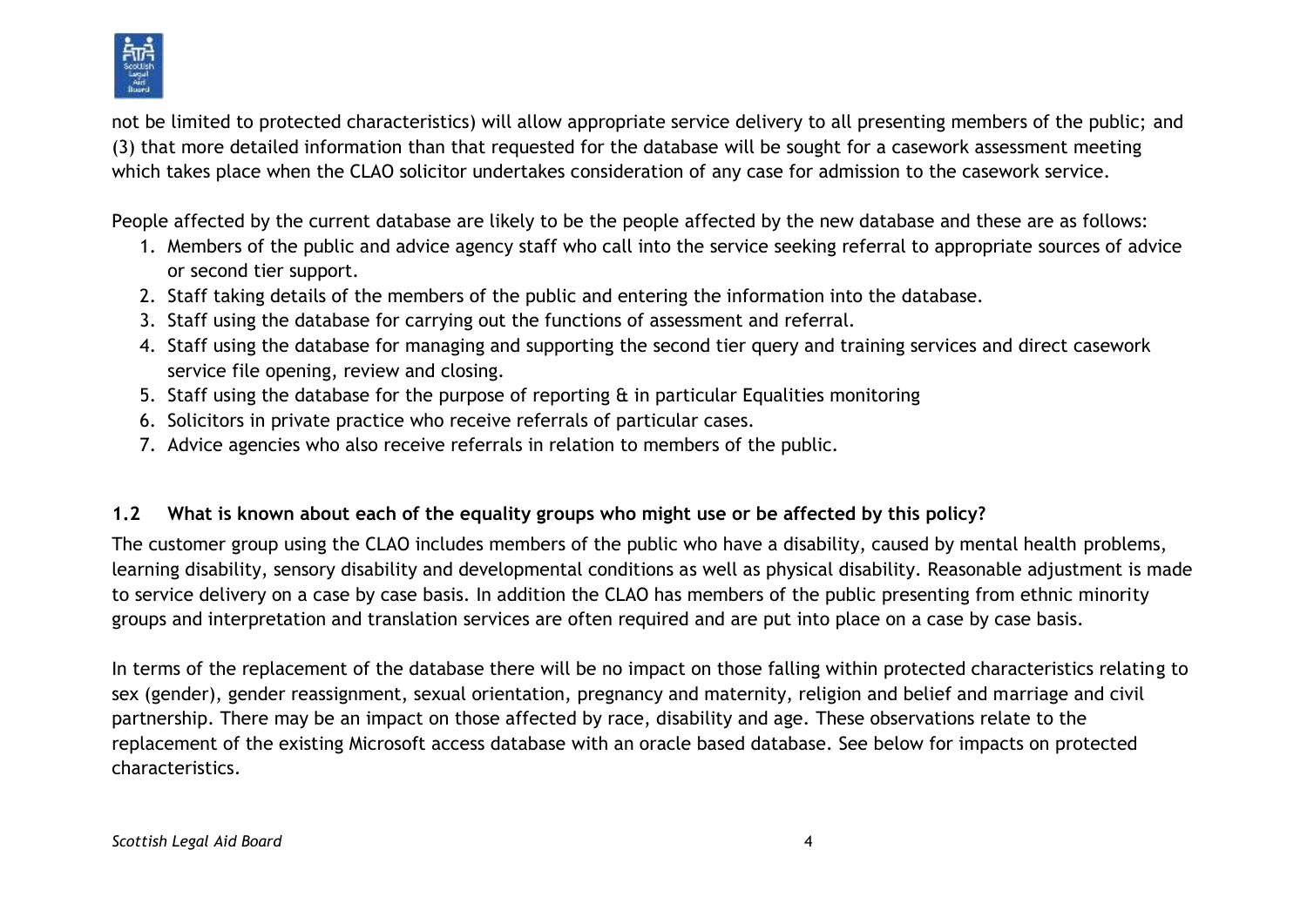not be limited to protected characteristics) will allow appropriate service delivery to all presenting members of the public; and (3) that more detailed information than that requested for the database will be sought for a casework assessment meeting which takes place when the CLAO solicitor undertakes consideration of any case for admission to the casework service.

People affected by the current database are likely to be the people affected by the new database and these are as follows:

1. Members of the public and advice agency staff who call into the service seeking referral to appropriate sources of advice or second tier support.
2. Staff taking details of the members of the public and entering the information into the database.
3. Staff using the database for carrying out the functions of assessment and referral.
4. Staff using the database for managing and supporting the second tier query and training services and direct casework service file opening, review and closing.
5. Staff using the database for the purpose of reporting & in particular Equalities monitoring
6. Solicitors in private practice who receive referrals of particular cases.
7. Advice agencies who also receive referrals in relation to members of the public.

### 1.2 What is known about each of the equality groups who might use or be affected by this policy?

The customer group using the CLAO includes members of the public who have a disability, caused by mental health problems, learning disability, sensory disability and developmental conditions as well as physical disability. Reasonable adjustment is made to service delivery on a case by case basis. In addition the CLAO has members of the public presenting from ethnic minority groups and interpretation and translation services are often required and are put into place on a case by case basis.

In terms of the replacement of the database there will be no impact on those falling within protected characteristics relating to sex (gender), gender reassignment, sexual orientation, pregnancy and maternity, religion and belief and marriage and civil partnership. There may be an impact on those affected by race, disability and age. These observations relate to the replacement of the existing Microsoft access database with an oracle based database. See below for impacts on protected characteristics.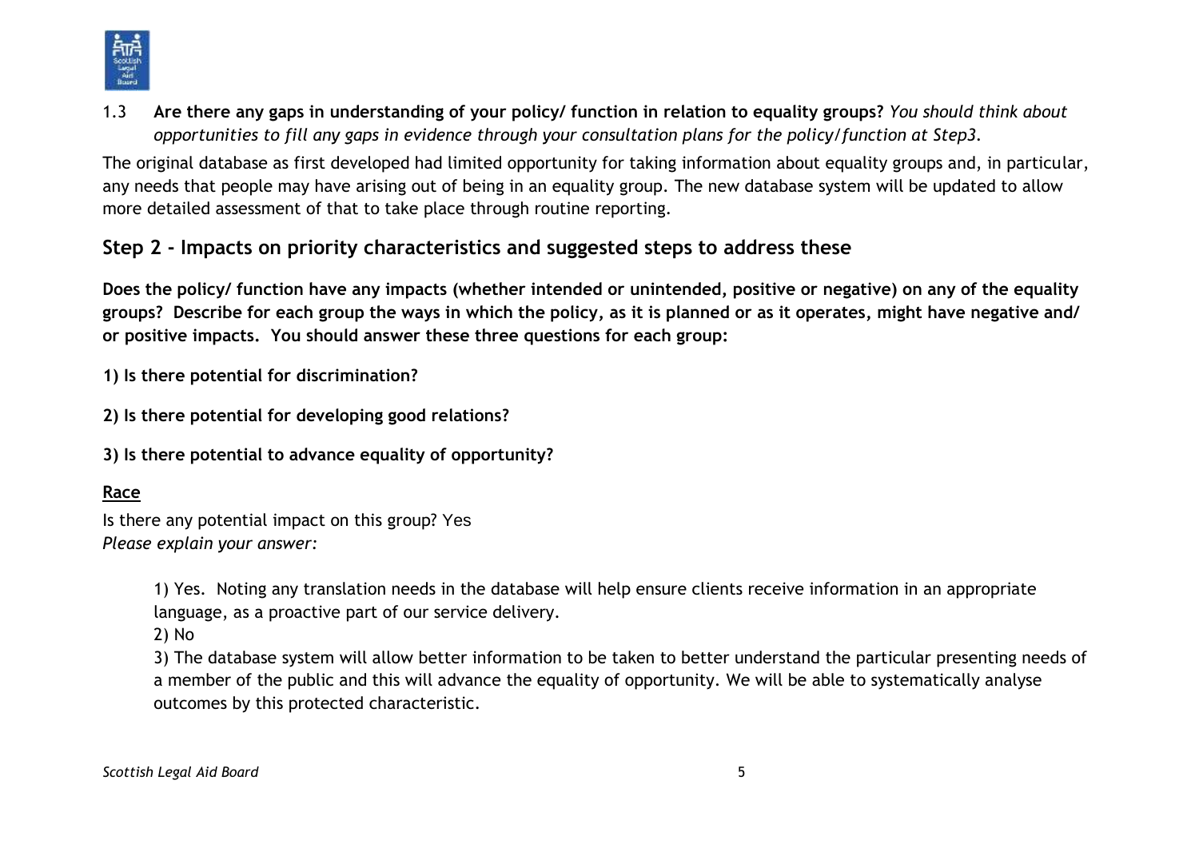1.3 **Are there any gaps in understanding of your policy/ function in relation to equality groups?** *You should think about opportunities to fill any gaps in evidence through your consultation plans for the policy/function at Step3.*

The original database as first developed had limited opportunity for taking information about equality groups and, in particular, any needs that people may have arising out of being in an equality group. The new database system will be updated to allow more detailed assessment of that to take place through routine reporting.

## Step 2 - Impacts on priority characteristics and suggested steps to address these

**Does the policy/ function have any impacts (whether intended or unintended, positive or negative) on any of the equality groups? Describe for each group the ways in which the policy, as it is planned or as it operates, might have negative and/ or positive impacts. You should answer these three questions for each group:**

**1) Is there potential for discrimination?**

**2) Is there potential for developing good relations?**

**3) Is there potential to advance equality of opportunity?**

<u>**Race**</u>

Is there any potential impact on this group? Yes
*Please explain your answer:*

1) Yes. Noting any translation needs in the database will help ensure clients receive information in an appropriate language, as a proactive part of our service delivery.
2) No
3) The database system will allow better information to be taken to better understand the particular presenting needs of a member of the public and this will advance the equality of opportunity. We will be able to systematically analyse outcomes by this protected characteristic.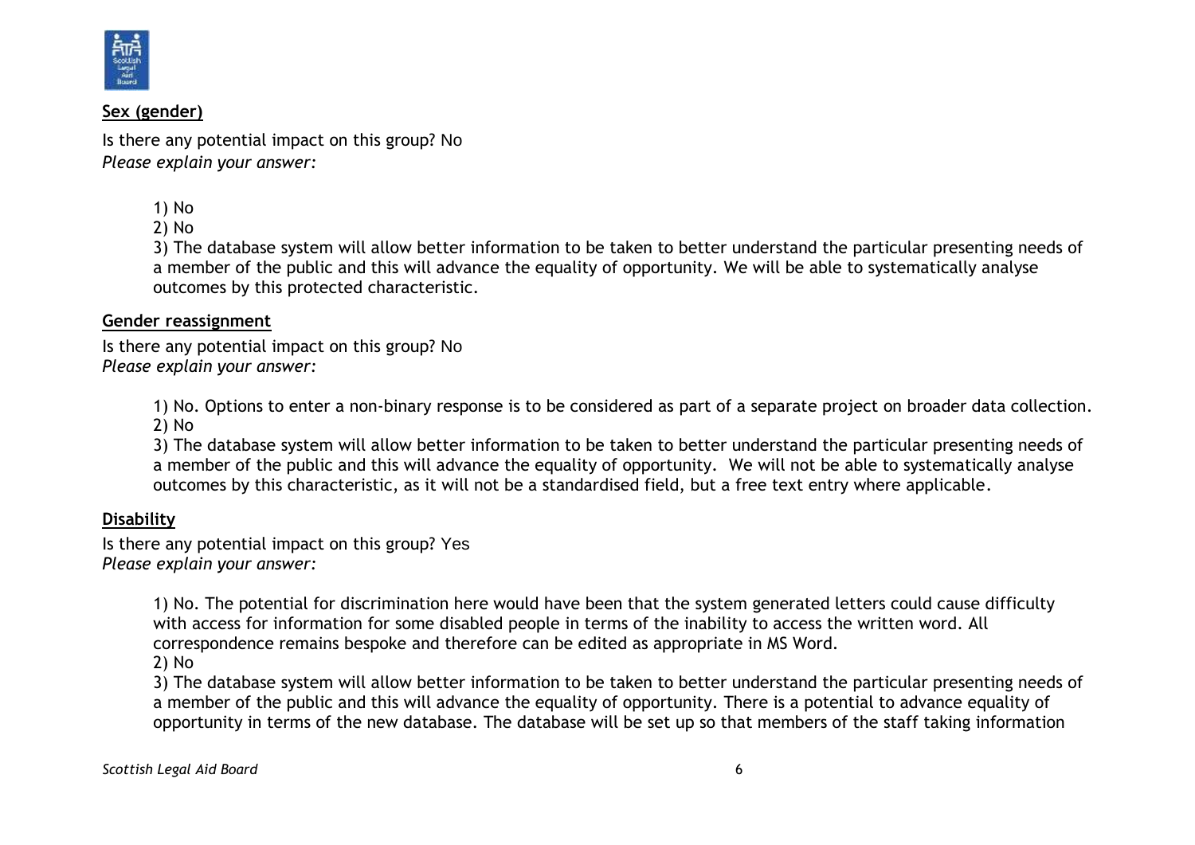**Sex (gender)**

Is there any potential impact on this group? No
*Please explain your answer:*

1) No
2) No
3) The database system will allow better information to be taken to better understand the particular presenting needs of a member of the public and this will advance the equality of opportunity. We will be able to systematically analyse outcomes by this protected characteristic.

**Gender reassignment**

Is there any potential impact on this group? No
*Please explain your answer:*

1) No. Options to enter a non-binary response is to be considered as part of a separate project on broader data collection.
2) No
3) The database system will allow better information to be taken to better understand the particular presenting needs of a member of the public and this will advance the equality of opportunity. We will not be able to systematically analyse outcomes by this characteristic, as it will not be a standardised field, but a free text entry where applicable.

**Disability**

Is there any potential impact on this group? Yes
*Please explain your answer:*

1) No. The potential for discrimination here would have been that the system generated letters could cause difficulty with access for information for some disabled people in terms of the inability to access the written word. All correspondence remains bespoke and therefore can be edited as appropriate in MS Word.
2) No
3) The database system will allow better information to be taken to better understand the particular presenting needs of a member of the public and this will advance the equality of opportunity. There is a potential to advance equality of opportunity in terms of the new database. The database will be set up so that members of the staff taking information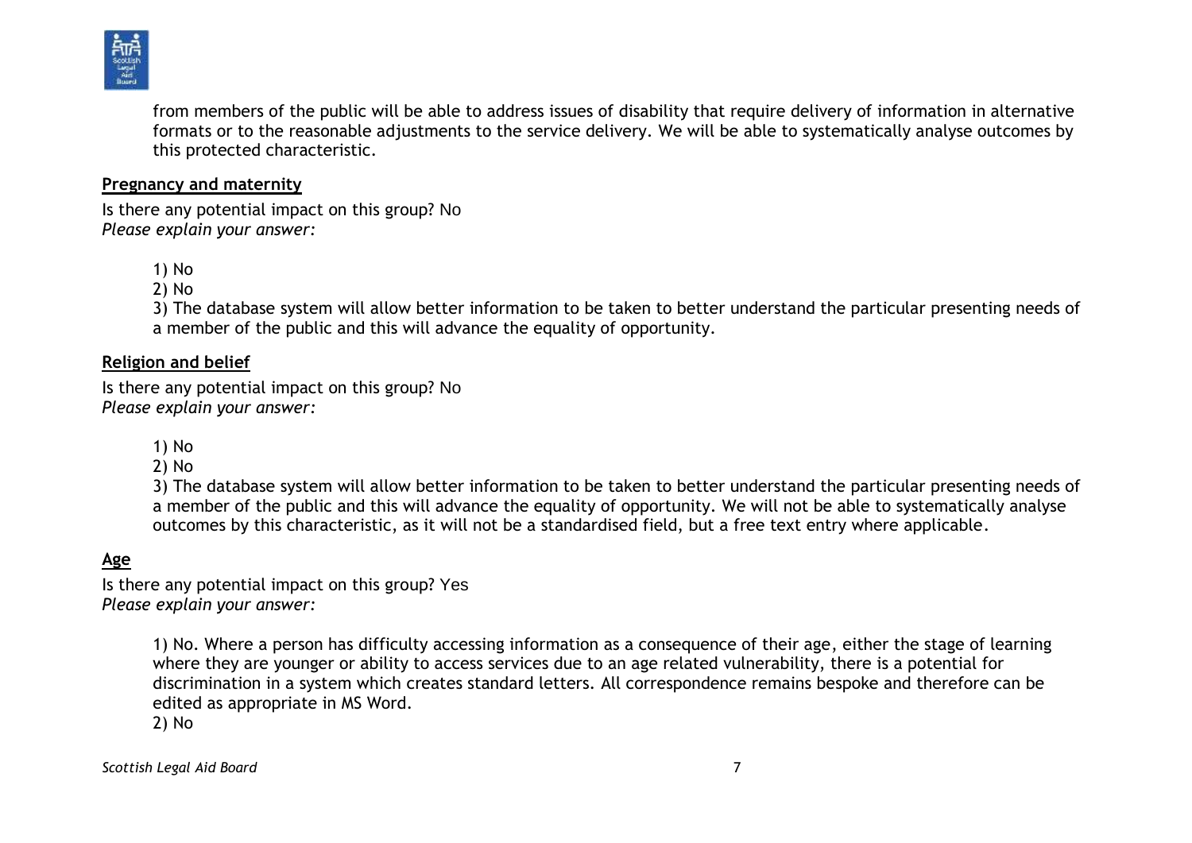from members of the public will be able to address issues of disability that require delivery of information in alternative formats or to the reasonable adjustments to the service delivery. We will be able to systematically analyse outcomes by this protected characteristic.

**Pregnancy and maternity**

Is there any potential impact on this group? No
*Please explain your answer:*

1) No
2) No
3) The database system will allow better information to be taken to better understand the particular presenting needs of a member of the public and this will advance the equality of opportunity.

**Religion and belief**

Is there any potential impact on this group? No
*Please explain your answer:*

1) No
2) No
3) The database system will allow better information to be taken to better understand the particular presenting needs of a member of the public and this will advance the equality of opportunity. We will not be able to systematically analyse outcomes by this characteristic, as it will not be a standardised field, but a free text entry where applicable.

**Age**

Is there any potential impact on this group? Yes
*Please explain your answer:*

1) No. Where a person has difficulty accessing information as a consequence of their age, either the stage of learning where they are younger or ability to access services due to an age related vulnerability, there is a potential for discrimination in a system which creates standard letters. All correspondence remains bespoke and therefore can be edited as appropriate in MS Word.
2) No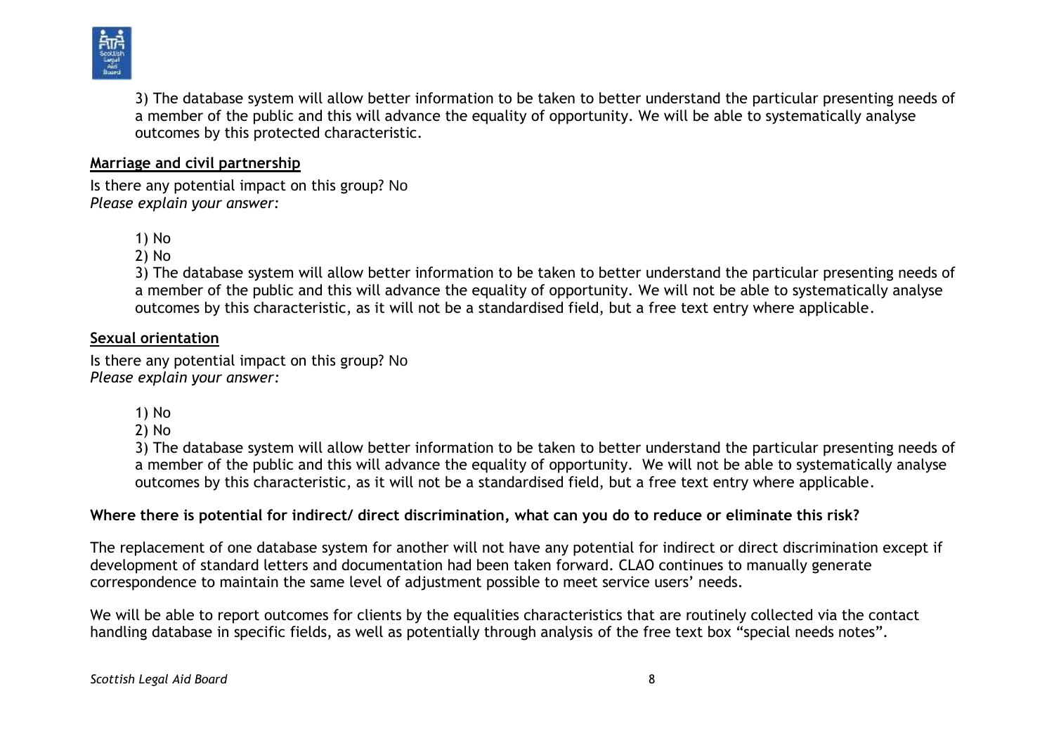3) The database system will allow better information to be taken to better understand the particular presenting needs of a member of the public and this will advance the equality of opportunity. We will be able to systematically analyse outcomes by this protected characteristic.

**Marriage and civil partnership**

Is there any potential impact on this group? No
*Please explain your answer:*

1) No
2) No
3) The database system will allow better information to be taken to better understand the particular presenting needs of a member of the public and this will advance the equality of opportunity. We will not be able to systematically analyse outcomes by this characteristic, as it will not be a standardised field, but a free text entry where applicable.

**Sexual orientation**

Is there any potential impact on this group? No
*Please explain your answer:*

1) No
2) No
3) The database system will allow better information to be taken to better understand the particular presenting needs of a member of the public and this will advance the equality of opportunity. We will not be able to systematically analyse outcomes by this characteristic, as it will not be a standardised field, but a free text entry where applicable.

**Where there is potential for indirect/ direct discrimination, what can you do to reduce or eliminate this risk?**

The replacement of one database system for another will not have any potential for indirect or direct discrimination except if development of standard letters and documentation had been taken forward. CLAO continues to manually generate correspondence to maintain the same level of adjustment possible to meet service users' needs.

We will be able to report outcomes for clients by the equalities characteristics that are routinely collected via the contact handling database in specific fields, as well as potentially through analysis of the free text box "special needs notes".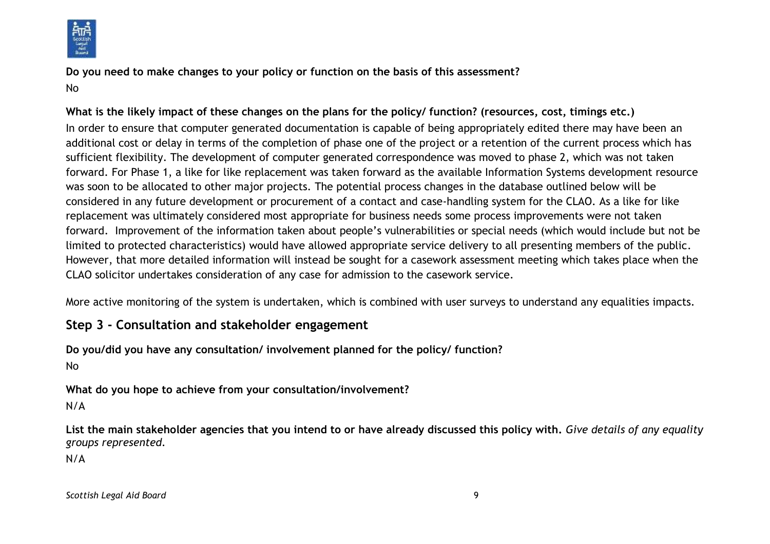**Do you need to make changes to your policy or function on the basis of this assessment?**

No

**What is the likely impact of these changes on the plans for the policy/ function? (resources, cost, timings etc.)**

In order to ensure that computer generated documentation is capable of being appropriately edited there may have been an additional cost or delay in terms of the completion of phase one of the project or a retention of the current process which has sufficient flexibility. The development of computer generated correspondence was moved to phase 2, which was not taken forward. For Phase 1, a like for like replacement was taken forward as the available Information Systems development resource was soon to be allocated to other major projects. The potential process changes in the database outlined below will be considered in any future development or procurement of a contact and case-handling system for the CLAO. As a like for like replacement was ultimately considered most appropriate for business needs some process improvements were not taken forward. Improvement of the information taken about people's vulnerabilities or special needs (which would include but not be limited to protected characteristics) would have allowed appropriate service delivery to all presenting members of the public. However, that more detailed information will instead be sought for a casework assessment meeting which takes place when the CLAO solicitor undertakes consideration of any case for admission to the casework service.

More active monitoring of the system is undertaken, which is combined with user surveys to understand any equalities impacts.

## Step 3 - Consultation and stakeholder engagement

**Do you/did you have any consultation/ involvement planned for the policy/ function?**

No

**What do you hope to achieve from your consultation/involvement?**

N/A

**List the main stakeholder agencies that you intend to or have already discussed this policy with.** *Give details of any equality groups represented.*

N/A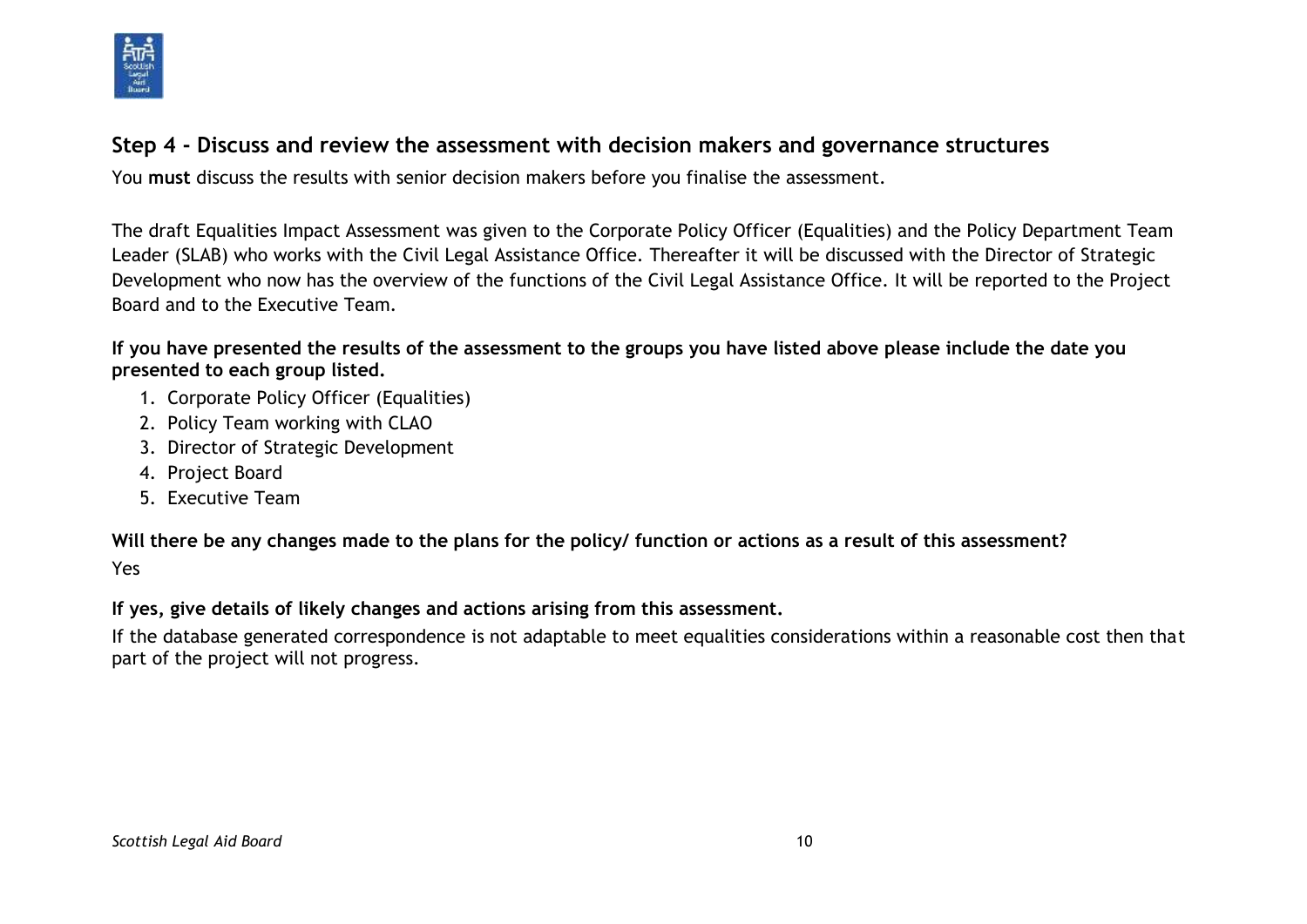## Step 4 - Discuss and review the assessment with decision makers and governance structures

You **must** discuss the results with senior decision makers before you finalise the assessment.

The draft Equalities Impact Assessment was given to the Corporate Policy Officer (Equalities) and the Policy Department Team Leader (SLAB) who works with the Civil Legal Assistance Office. Thereafter it will be discussed with the Director of Strategic Development who now has the overview of the functions of the Civil Legal Assistance Office. It will be reported to the Project Board and to the Executive Team.

**If you have presented the results of the assessment to the groups you have listed above please include the date you presented to each group listed.**

1. Corporate Policy Officer (Equalities)
2. Policy Team working with CLAO
3. Director of Strategic Development
4. Project Board
5. Executive Team

**Will there be any changes made to the plans for the policy/ function or actions as a result of this assessment?**

Yes

**If yes, give details of likely changes and actions arising from this assessment.**

If the database generated correspondence is not adaptable to meet equalities considerations within a reasonable cost then that part of the project will not progress.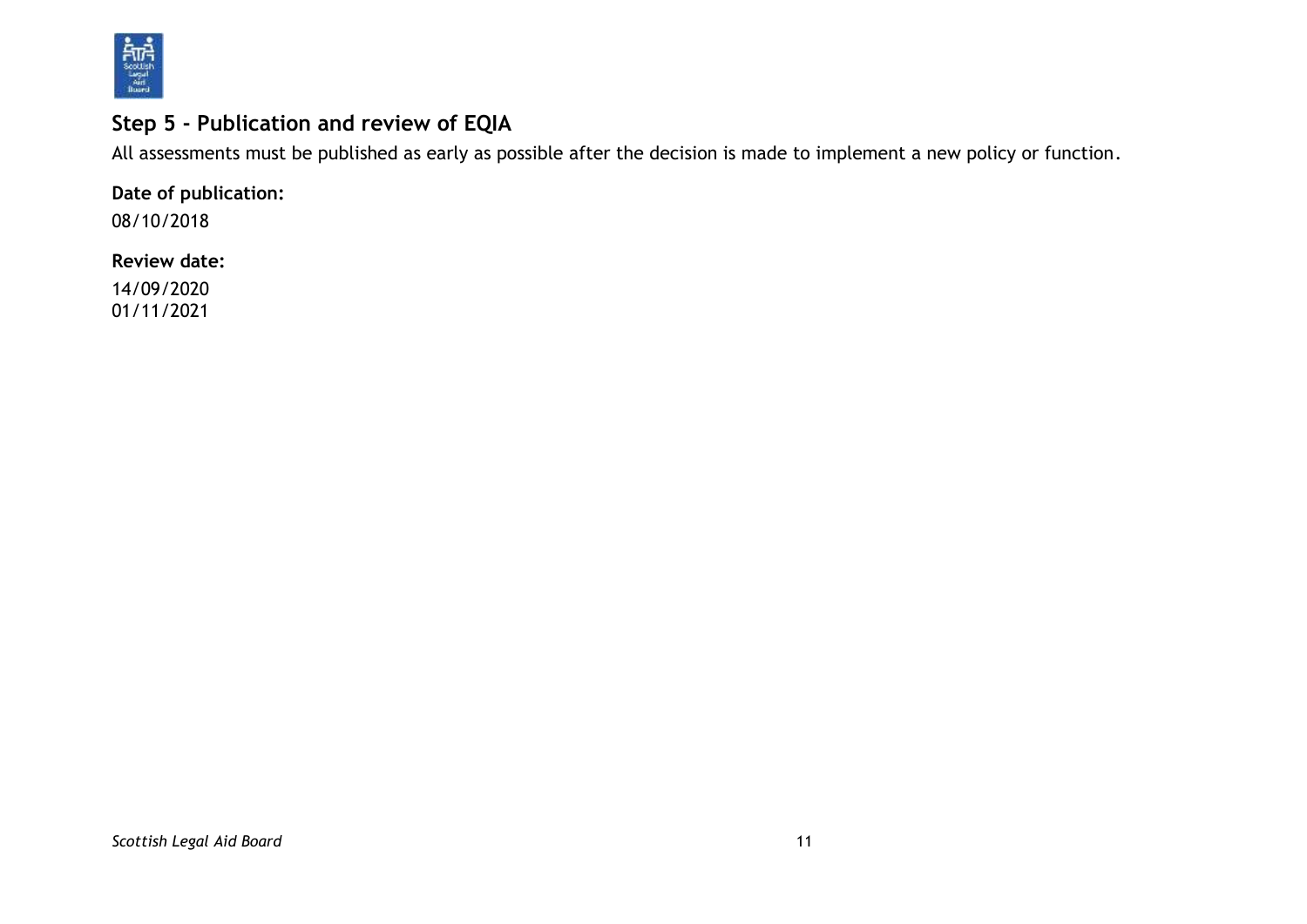## Step 5 - Publication and review of EQIA

All assessments must be published as early as possible after the decision is made to implement a new policy or function.

**Date of publication:**

08/10/2018

**Review date:**

14/09/2020
01/11/2021